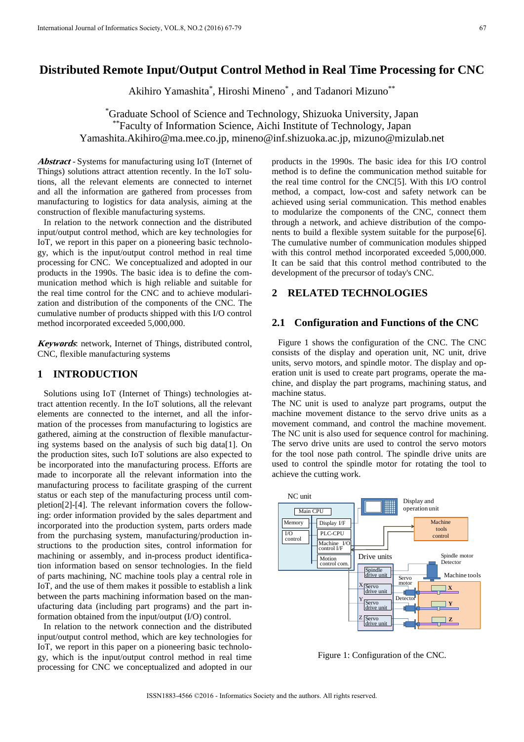# Distributed Remote Input/Output Control Method in Real Time Processing for CNC

Akihiro Yamashita[*], Hiroshi Mineno[*] , and Tadanori Mizuno[**]

[*]Graduate School of Science and Technology, Shizuoka University, Japan
[**]Faculty of Information Science, Aichi Institute of Technology, Japan
Yamashita.Akihiro@ma.mee.co.jp, mineno@inf.shizuoka.ac.jp, mizuno@mizulab.net

***Abstract*** - Systems for manufacturing using IoT (Internet of Things) solutions attract attention recently. In the IoT solutions, all the relevant elements are connected to internet and all the information are gathered from processes from manufacturing to logistics for data analysis, aiming at the construction of flexible manufacturing systems.

In relation to the network connection and the distributed input/output control method, which are key technologies for IoT, we report in this paper on a pioneering basic technology, which is the input/output control method in real time processing for CNC. We conceptualized and adopted in our products in the 1990s. The basic idea is to define the communication method which is high reliable and suitable for the real time control for the CNC and to achieve modularization and distribution of the components of the CNC. The cumulative number of products shipped with this I/O control method incorporated exceeded 5,000,000.

***Keywords***: network, Internet of Things, distributed control, CNC, flexible manufacturing systems

## 1 INTRODUCTION

Solutions using IoT (Internet of Things) technologies attract attention recently. In the IoT solutions, all the relevant elements are connected to the internet, and all the information of the processes from manufacturing to logistics are gathered, aiming at the construction of flexible manufacturing systems based on the analysis of such big data[1]. On the production sites, such IoT solutions are also expected to be incorporated into the manufacturing process. Efforts are made to incorporate all the relevant information into the manufacturing process to facilitate grasping of the current status or each step of the manufacturing process until completion[2]-[4]. The relevant information covers the following: order information provided by the sales department and incorporated into the production system, parts orders made from the purchasing system, manufacturing/production instructions to the production sites, control information for machining or assembly, and in-process product identification information based on sensor technologies. In the field of parts machining, NC machine tools play a central role in IoT, and the use of them makes it possible to establish a link between the parts machining information based on the manufacturing data (including part programs) and the part information obtained from the input/output (I/O) control.

In relation to the network connection and the distributed input/output control method, which are key technologies for IoT, we report in this paper on a pioneering basic technology, which is the input/output control method in real time processing for CNC we conceptualized and adopted in our products in the 1990s. The basic idea for this I/O control method is to define the communication method suitable for the real time control for the CNC[5]. With this I/O control method, a compact, low-cost and safety network can be achieved using serial communication. This method enables to modularize the components of the CNC, connect them through a network, and achieve distribution of the components to build a flexible system suitable for the purpose[6]. The cumulative number of communication modules shipped with this control method incorporated exceeded 5,000,000. It can be said that this control method contributed to the development of the precursor of today's CNC.

## 2 RELATED TECHNOLOGIES

### 2.1 Configuration and Functions of the CNC

Figure 1 shows the configuration of the CNC. The CNC consists of the display and operation unit, NC unit, drive units, servo motors, and spindle motor. The display and operation unit is used to create part programs, operate the machine, and display the part programs, machining status, and machine status.

The NC unit is used to analyze part programs, output the machine movement distance to the servo drive units as a movement command, and control the machine movement. The NC unit is also used for sequence control for machining. The servo drive units are used to control the servo motors for the tool nose path control. The spindle drive units are used to control the spindle motor for rotating the tool to achieve the cutting work.

Figure 1: Configuration of the CNC.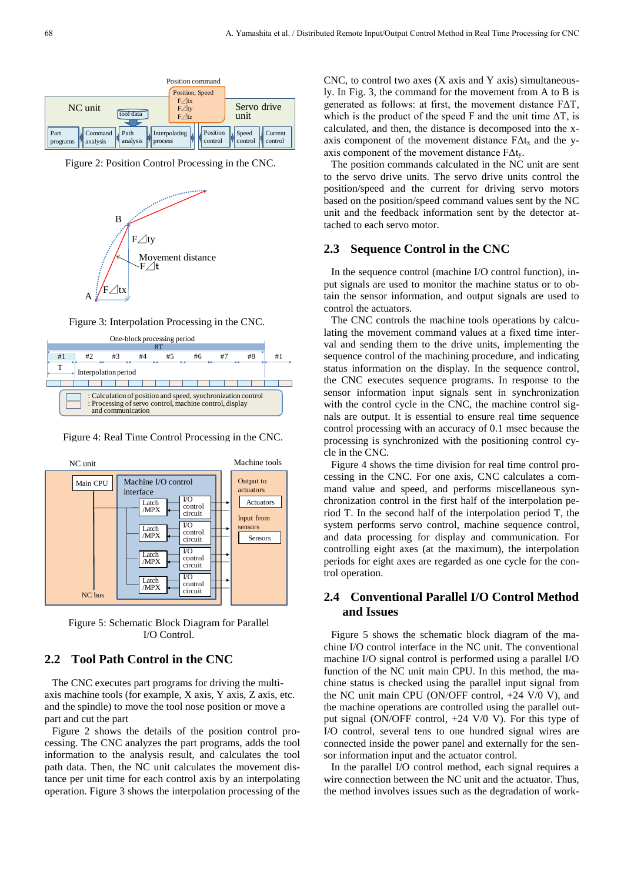Figure 2: Position Control Processing in the CNC.

Figure 3: Interpolation Processing in the CNC.

Figure 4: Real Time Control Processing in the CNC.

Figure 5: Schematic Block Diagram for Parallel I/O Control.

## 2.2 Tool Path Control in the CNC

The CNC executes part programs for driving the multi-axis machine tools (for example, X axis, Y axis, Z axis, etc. and the spindle) to move the tool nose position or move a part and cut the part

Figure 2 shows the details of the position control processing. The CNC analyzes the part programs, adds the tool information to the analysis result, and calculates the tool path data. Then, the NC unit calculates the movement distance per unit time for each control axis by an interpolating operation. Figure 3 shows the interpolation processing of the CNC, to control two axes (X axis and Y axis) simultaneously. In Fig. 3, the command for the movement from A to B is generated as follows: at first, the movement distance FΔT, which is the product of the speed F and the unit time ΔT, is calculated, and then, the distance is decomposed into the x-axis component of the movement distance $F\Delta t_x$ and the y-axis component of the movement distance $F\Delta t_y$.

The position commands calculated in the NC unit are sent to the servo drive units. The servo drive units control the position/speed and the current for driving servo motors based on the position/speed command values sent by the NC unit and the feedback information sent by the detector attached to each servo motor.

## 2.3 Sequence Control in the CNC

In the sequence control (machine I/O control function), input signals are used to monitor the machine status or to obtain the sensor information, and output signals are used to control the actuators.

The CNC controls the machine tools operations by calculating the movement command values at a fixed time interval and sending them to the drive units, implementing the sequence control of the machining procedure, and indicating status information on the display. In the sequence control, the CNC executes sequence programs. In response to the sensor information input signals sent in synchronization with the control cycle in the CNC, the machine control signals are output. It is essential to ensure real time sequence control processing with an accuracy of 0.1 msec because the processing is synchronized with the positioning control cycle in the CNC.

Figure 4 shows the time division for real time control processing in the CNC. For one axis, CNC calculates a command value and speed, and performs miscellaneous synchronization control in the first half of the interpolation period T. In the second half of the interpolation period T, the system performs servo control, machine sequence control, and data processing for display and communication. For controlling eight axes (at the maximum), the interpolation periods for eight axes are regarded as one cycle for the control operation.

## 2.4 Conventional Parallel I/O Control Method and Issues

Figure 5 shows the schematic block diagram of the machine I/O control interface in the NC unit. The conventional machine I/O signal control is performed using a parallel I/O function of the NC unit main CPU. In this method, the machine status is checked using the parallel input signal from the NC unit main CPU (ON/OFF control, +24 V/0 V), and the machine operations are controlled using the parallel output signal (ON/OFF control, +24 V/0 V). For this type of I/O control, several tens to one hundred signal wires are connected inside the power panel and externally for the sensor information input and the actuator control.

In the parallel I/O control method, each signal requires a wire connection between the NC unit and the actuator. Thus, the method involves issues such as the degradation of work-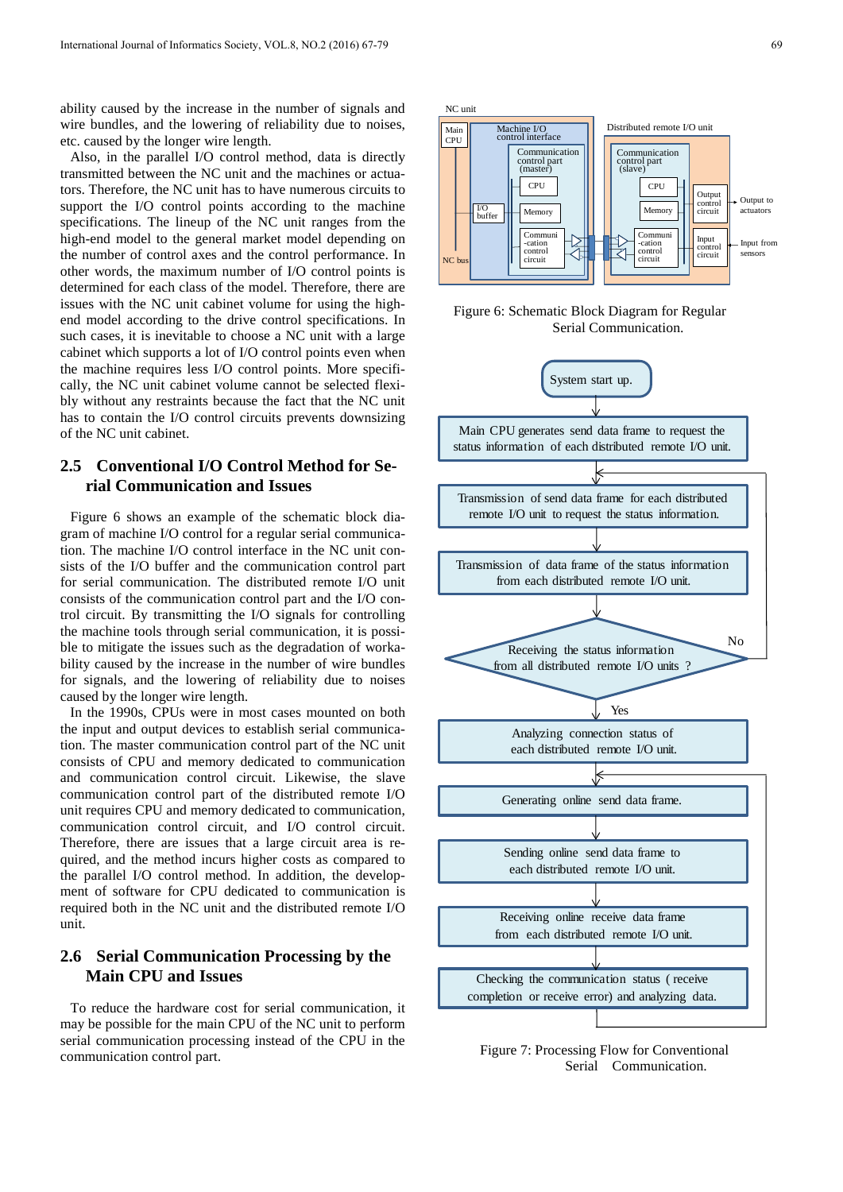ability caused by the increase in the number of signals and wire bundles, and the lowering of reliability due to noises, etc. caused by the longer wire length.

Also, in the parallel I/O control method, data is directly transmitted between the NC unit and the machines or actuators. Therefore, the NC unit has to have numerous circuits to support the I/O control points according to the machine specifications. The lineup of the NC unit ranges from the high-end model to the general market model depending on the number of control axes and the control performance. In other words, the maximum number of I/O control points is determined for each class of the model. Therefore, there are issues with the NC unit cabinet volume for using the high-end model according to the drive control specifications. In such cases, it is inevitable to choose a NC unit with a large cabinet which supports a lot of I/O control points even when the machine requires less I/O control points. More specifically, the NC unit cabinet volume cannot be selected flexibly without any restraints because the fact that the NC unit has to contain the I/O control circuits prevents downsizing of the NC unit cabinet.

## 2.5 Conventional I/O Control Method for Serial Communication and Issues

Figure 6 shows an example of the schematic block diagram of machine I/O control for a regular serial communication. The machine I/O control interface in the NC unit consists of the I/O buffer and the communication control part for serial communication. The distributed remote I/O unit consists of the communication control part and the I/O control circuit. By transmitting the I/O signals for controlling the machine tools through serial communication, it is possible to mitigate the issues such as the degradation of workability caused by the increase in the number of wire bundles for signals, and the lowering of reliability due to noises caused by the longer wire length.

In the 1990s, CPUs were in most cases mounted on both the input and output devices to establish serial communication. The master communication control part of the NC unit consists of CPU and memory dedicated to communication and communication control circuit. Likewise, the slave communication control part of the distributed remote I/O unit requires CPU and memory dedicated to communication, communication control circuit, and I/O control circuit. Therefore, there are issues that a large circuit area is required, and the method incurs higher costs as compared to the parallel I/O control method. In addition, the development of software for CPU dedicated to communication is required both in the NC unit and the distributed remote I/O unit.

## 2.6 Serial Communication Processing by the Main CPU and Issues

To reduce the hardware cost for serial communication, it may be possible for the main CPU of the NC unit to perform serial communication processing instead of the CPU in the communication control part.

NC unit

Main CPU | Machine I/O control interface | Communication control part (master) | CPU | Memory | I/O buffer | Communi-cation control circuit | NC bus

Distributed remote I/O unit | Communication control part (slave) | CPU | Memory | Communi-cation control circuit | Output control circuit | Input control circuit | Output to actuators | Input from sensors

Figure 6: Schematic Block Diagram for Regular Serial Communication.

System start up.
→ Main CPU generates send data frame to request the status information of each distributed remote I/O unit.
→ Transmission of send data frame for each distributed remote I/O unit to request the status information.
→ Transmission of data frame of the status information from each distributed remote I/O unit.
→ Receiving the status information from all distributed remote I/O units ? (No → back to transmission of send data frame)
→ Yes → Analyzing connection status of each distributed remote I/O unit.
→ Generating online send data frame.
→ Sending online send data frame to each distributed remote I/O unit.
→ Receiving online receive data frame from each distributed remote I/O unit.
→ Checking the communication status ( receive completion or receive error) and analyzing data. (→ back to generating online send data frame)

Figure 7: Processing Flow for Conventional Serial Communication.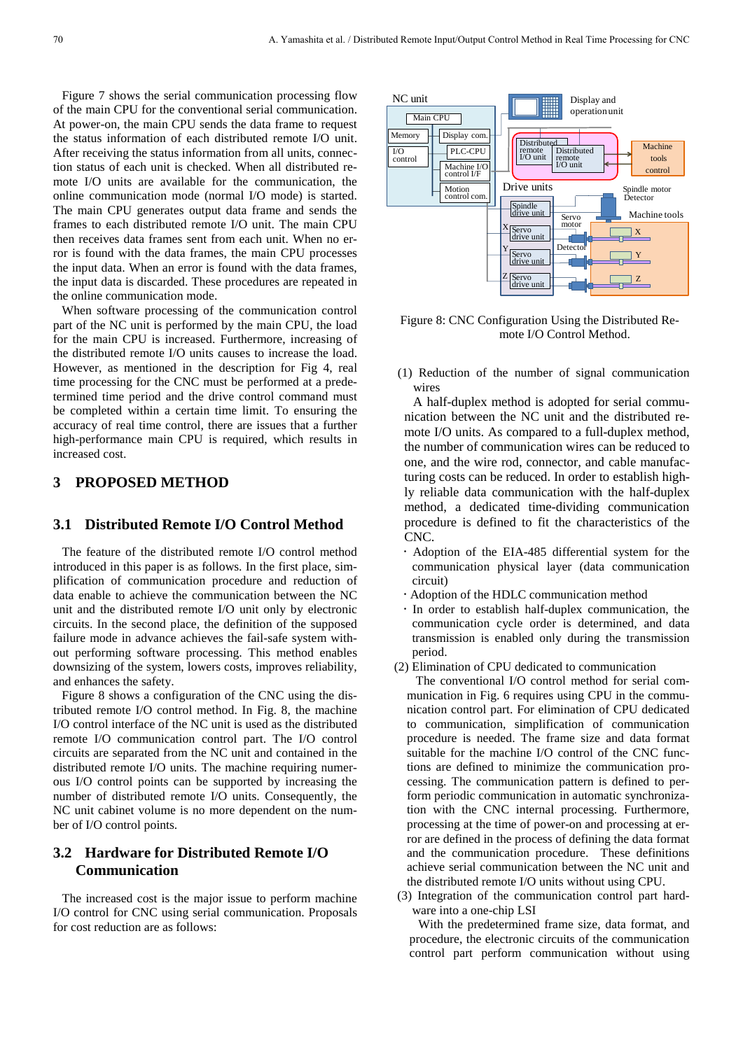Figure 7 shows the serial communication processing flow of the main CPU for the conventional serial communication. At power-on, the main CPU sends the data frame to request the status information of each distributed remote I/O unit. After receiving the status information from all units, connection status of each unit is checked. When all distributed remote I/O units are available for the communication, the online communication mode (normal I/O mode) is started. The main CPU generates output data frame and sends the frames to each distributed remote I/O unit. The main CPU then receives data frames sent from each unit. When no error is found with the data frames, the main CPU processes the input data. When an error is found with the data frames, the input data is discarded. These procedures are repeated in the online communication mode.

When software processing of the communication control part of the NC unit is performed by the main CPU, the load for the main CPU is increased. Furthermore, increasing of the distributed remote I/O units causes to increase the load. However, as mentioned in the description for Fig 4, real time processing for the CNC must be performed at a predetermined time period and the drive control command must be completed within a certain time limit. To ensuring the accuracy of real time control, there are issues that a further high-performance main CPU is required, which results in increased cost.

## 3 PROPOSED METHOD

### 3.1 Distributed Remote I/O Control Method

The feature of the distributed remote I/O control method introduced in this paper is as follows. In the first place, simplification of communication procedure and reduction of data enable to achieve the communication between the NC unit and the distributed remote I/O unit only by electronic circuits. In the second place, the definition of the supposed failure mode in advance achieves the fail-safe system without performing software processing. This method enables downsizing of the system, lowers costs, improves reliability, and enhances the safety.

Figure 8 shows a configuration of the CNC using the distributed remote I/O control method. In Fig. 8, the machine I/O control interface of the NC unit is used as the distributed remote I/O communication control part. The I/O control circuits are separated from the NC unit and contained in the distributed remote I/O units. The machine requiring numerous I/O control points can be supported by increasing the number of distributed remote I/O units. Consequently, the NC unit cabinet volume is no more dependent on the number of I/O control points.

### 3.2 Hardware for Distributed Remote I/O Communication

The increased cost is the major issue to perform machine I/O control for CNC using serial communication. Proposals for cost reduction are as follows:

Figure 8: CNC Configuration Using the Distributed Remote I/O Control Method.

(1) Reduction of the number of signal communication wires

A half-duplex method is adopted for serial communication between the NC unit and the distributed remote I/O units. As compared to a full-duplex method, the number of communication wires can be reduced to one, and the wire rod, connector, and cable manufacturing costs can be reduced. In order to establish highly reliable data communication with the half-duplex method, a dedicated time-dividing communication procedure is defined to fit the characteristics of the CNC.

- Adoption of the EIA-485 differential system for the communication physical layer (data communication circuit)
- Adoption of the HDLC communication method
- In order to establish half-duplex communication, the communication cycle order is determined, and data transmission is enabled only during the transmission period.

(2) Elimination of CPU dedicated to communication

The conventional I/O control method for serial communication in Fig. 6 requires using CPU in the communication control part. For elimination of CPU dedicated to communication, simplification of communication procedure is needed. The frame size and data format suitable for the machine I/O control of the CNC functions are defined to minimize the communication processing. The communication pattern is defined to perform periodic communication in automatic synchronization with the CNC internal processing. Furthermore, processing at the time of power-on and processing at error are defined in the process of defining the data format and the communication procedure. These definitions achieve serial communication between the NC unit and the distributed remote I/O units without using CPU.

(3) Integration of the communication control part hardware into a one-chip LSI

With the predetermined frame size, data format, and procedure, the electronic circuits of the communication control part perform communication without using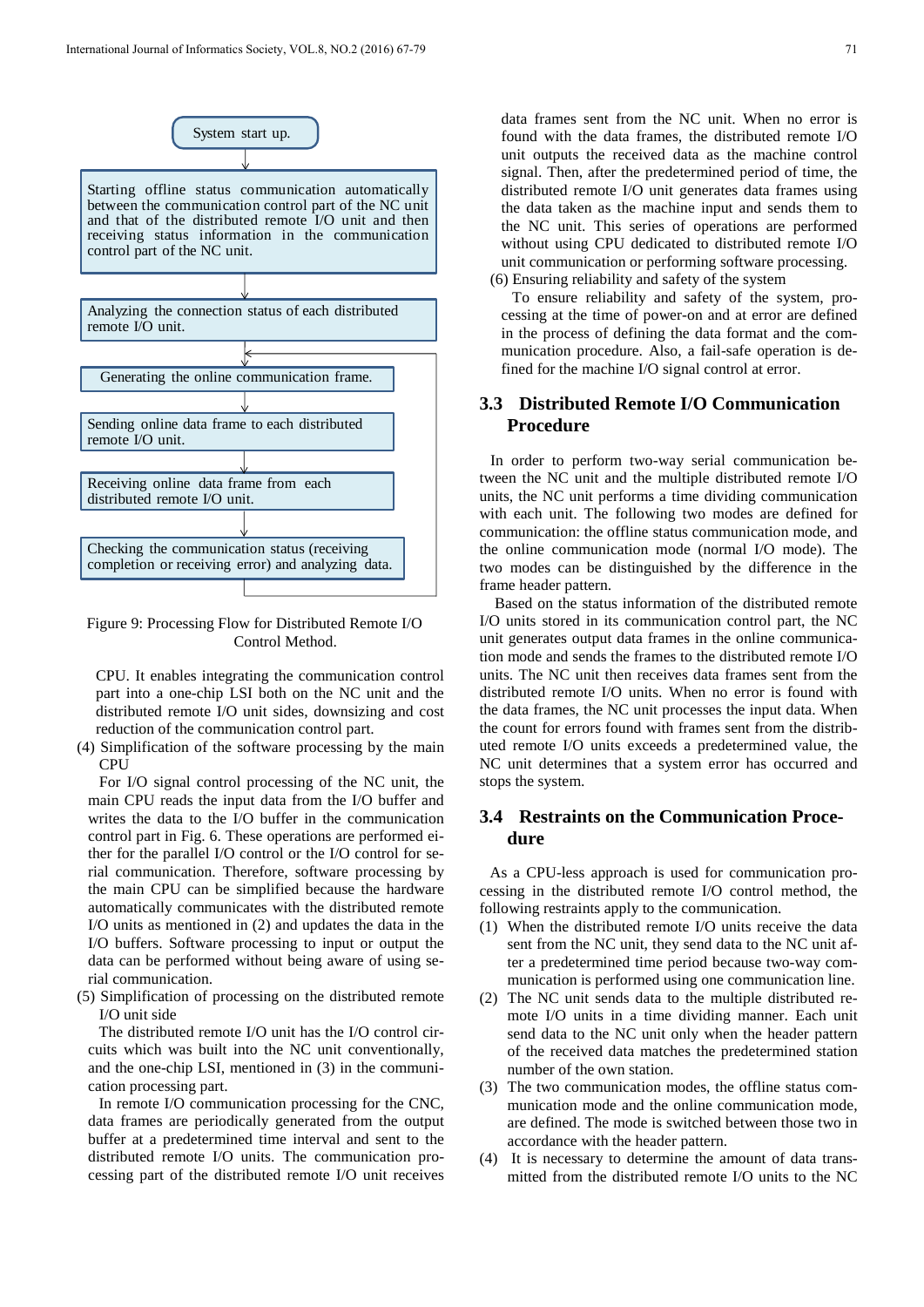System start up.

↓

Starting offline status communication automatically between the communication control part of the NC unit and that of the distributed remote I/O unit and then receiving status information in the communication control part of the NC unit.

↓

Analyzing the connection status of each distributed remote I/O unit.

↓

Generating the online communication frame.

↓

Sending online data frame to each distributed remote I/O unit.

↓

Receiving online data frame from each distributed remote I/O unit.

↓

Checking the communication status (receiving completion or receiving error) and analyzing data.

(loops back to "Generating the online communication frame.")

Figure 9: Processing Flow for Distributed Remote I/O Control Method.

CPU. It enables integrating the communication control part into a one-chip LSI both on the NC unit and the distributed remote I/O unit sides, downsizing and cost reduction of the communication control part.

(4) Simplification of the software processing by the main CPU

For I/O signal control processing of the NC unit, the main CPU reads the input data from the I/O buffer and writes the data to the I/O buffer in the communication control part in Fig. 6. These operations are performed either for the parallel I/O control or the I/O control for serial communication. Therefore, software processing by the main CPU can be simplified because the hardware automatically communicates with the distributed remote I/O units as mentioned in (2) and updates the data in the I/O buffers. Software processing to input or output the data can be performed without being aware of using serial communication.

(5) Simplification of processing on the distributed remote I/O unit side

The distributed remote I/O unit has the I/O control circuits which was built into the NC unit conventionally, and the one-chip LSI, mentioned in (3) in the communication processing part.

In remote I/O communication processing for the CNC, data frames are periodically generated from the output buffer at a predetermined time interval and sent to the distributed remote I/O units. The communication processing part of the distributed remote I/O unit receives data frames sent from the NC unit. When no error is found with the data frames, the distributed remote I/O unit outputs the received data as the machine control signal. Then, after the predetermined period of time, the distributed remote I/O unit generates data frames using the data taken as the machine input and sends them to the NC unit. This series of operations are performed without using CPU dedicated to distributed remote I/O unit communication or performing software processing.

(6) Ensuring reliability and safety of the system

To ensure reliability and safety of the system, processing at the time of power-on and at error are defined in the process of defining the data format and the communication procedure. Also, a fail-safe operation is defined for the machine I/O signal control at error.

## 3.3 Distributed Remote I/O Communication Procedure

In order to perform two-way serial communication between the NC unit and the multiple distributed remote I/O units, the NC unit performs a time dividing communication with each unit. The following two modes are defined for communication: the offline status communication mode, and the online communication mode (normal I/O mode). The two modes can be distinguished by the difference in the frame header pattern.

Based on the status information of the distributed remote I/O units stored in its communication control part, the NC unit generates output data frames in the online communication mode and sends the frames to the distributed remote I/O units. The NC unit then receives data frames sent from the distributed remote I/O units. When no error is found with the data frames, the NC unit processes the input data. When the count for errors found with frames sent from the distributed remote I/O units exceeds a predetermined value, the NC unit determines that a system error has occurred and stops the system.

## 3.4 Restraints on the Communication Procedure

As a CPU-less approach is used for communication processing in the distributed remote I/O control method, the following restraints apply to the communication.

(1) When the distributed remote I/O units receive the data sent from the NC unit, they send data to the NC unit after a predetermined time period because two-way communication is performed using one communication line.

(2) The NC unit sends data to the multiple distributed remote I/O units in a time dividing manner. Each unit send data to the NC unit only when the header pattern of the received data matches the predetermined station number of the own station.

(3) The two communication modes, the offline status communication mode and the online communication mode, are defined. The mode is switched between those two in accordance with the header pattern.

(4) It is necessary to determine the amount of data transmitted from the distributed remote I/O units to the NC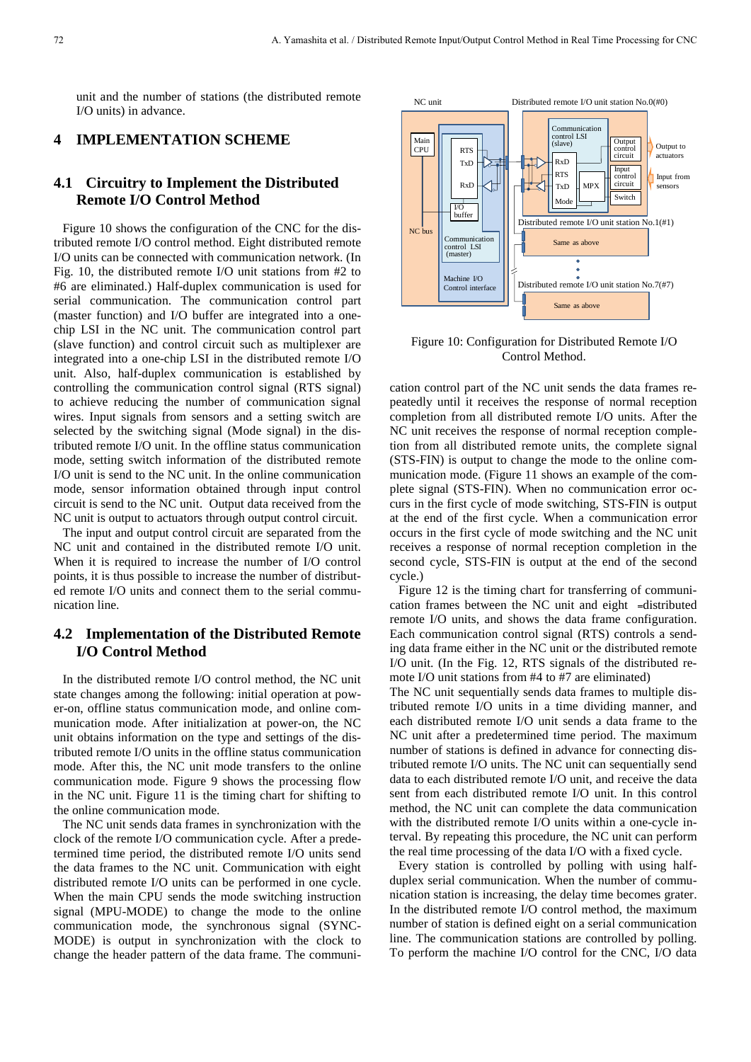unit and the number of stations (the distributed remote I/O units) in advance.

## 4 IMPLEMENTATION SCHEME

### 4.1 Circuitry to Implement the Distributed Remote I/O Control Method

Figure 10 shows the configuration of the CNC for the distributed remote I/O control method. Eight distributed remote I/O units can be connected with communication network. (In Fig. 10, the distributed remote I/O unit stations from #2 to #6 are eliminated.) Half-duplex communication is used for serial communication. The communication control part (master function) and I/O buffer are integrated into a one-chip LSI in the NC unit. The communication control part (slave function) and control circuit such as multiplexer are integrated into a one-chip LSI in the distributed remote I/O unit. Also, half-duplex communication is established by controlling the communication control signal (RTS signal) to achieve reducing the number of communication signal wires. Input signals from sensors and a setting switch are selected by the switching signal (Mode signal) in the distributed remote I/O unit. In the offline status communication mode, setting switch information of the distributed remote I/O unit is send to the NC unit. In the online communication mode, sensor information obtained through input control circuit is send to the NC unit. Output data received from the NC unit is output to actuators through output control circuit.

The input and output control circuit are separated from the NC unit and contained in the distributed remote I/O unit. When it is required to increase the number of I/O control points, it is thus possible to increase the number of distributed remote I/O units and connect them to the serial communication line.

### 4.2 Implementation of the Distributed Remote I/O Control Method

In the distributed remote I/O control method, the NC unit state changes among the following: initial operation at power-on, offline status communication mode, and online communication mode. After initialization at power-on, the NC unit obtains information on the type and settings of the distributed remote I/O units in the offline status communication mode. After this, the NC unit mode transfers to the online communication mode. Figure 9 shows the processing flow in the NC unit. Figure 11 is the timing chart for shifting to the online communication mode.

The NC unit sends data frames in synchronization with the clock of the remote I/O communication cycle. After a predetermined time period, the distributed remote I/O units send the data frames to the NC unit. Communication with eight distributed remote I/O units can be performed in one cycle. When the main CPU sends the mode switching instruction signal (MPU-MODE) to change the mode to the online communication mode, the synchronous signal (SYNC-MODE) is output in synchronization with the clock to change the header pattern of the data frame. The communication control part of the NC unit sends the data frames repeatedly until it receives the response of normal reception completion from all distributed remote I/O units. After the NC unit receives the response of normal reception completion from all distributed remote units, the complete signal (STS-FIN) is output to change the mode to the online communication mode. (Figure 11 shows an example of the complete signal (STS-FIN). When no communication error occurs in the first cycle of mode switching, STS-FIN is output at the end of the first cycle. When a communication error occurs in the first cycle of mode switching and the NC unit receives a response of normal reception completion in the second cycle, STS-FIN is output at the end of the second cycle.)

Figure 12 is the timing chart for transferring of communication frames between the NC unit and eight distributed remote I/O units, and shows the data frame configuration. Each communication control signal (RTS) controls a sending data frame either in the NC unit or the distributed remote I/O unit. (In the Fig. 12, RTS signals of the distributed remote I/O unit stations from #4 to #7 are eliminated)

The NC unit sequentially sends data frames to multiple distributed remote I/O units in a time dividing manner, and each distributed remote I/O unit station sends a data frame to the NC unit after a predetermined time period. The maximum number of stations is defined in advance for connecting distributed remote I/O units. The NC unit can sequentially send data to each distributed remote I/O unit, and receive the data sent from each distributed remote I/O unit. In this control method, the NC unit can complete the data communication with the distributed remote I/O units within a one-cycle interval. By repeating this procedure, the NC unit can perform the real time processing of the data I/O with a fixed cycle.

Every station is controlled by polling with using half-duplex serial communication. When the number of communication station is increasing, the delay time becomes grater. In the distributed remote I/O control method, the maximum number of station is defined eight on a serial communication line. The communication stations are controlled by polling. To perform the machine I/O control for the CNC, I/O data

Figure 10: Configuration for Distributed Remote I/O Control Method.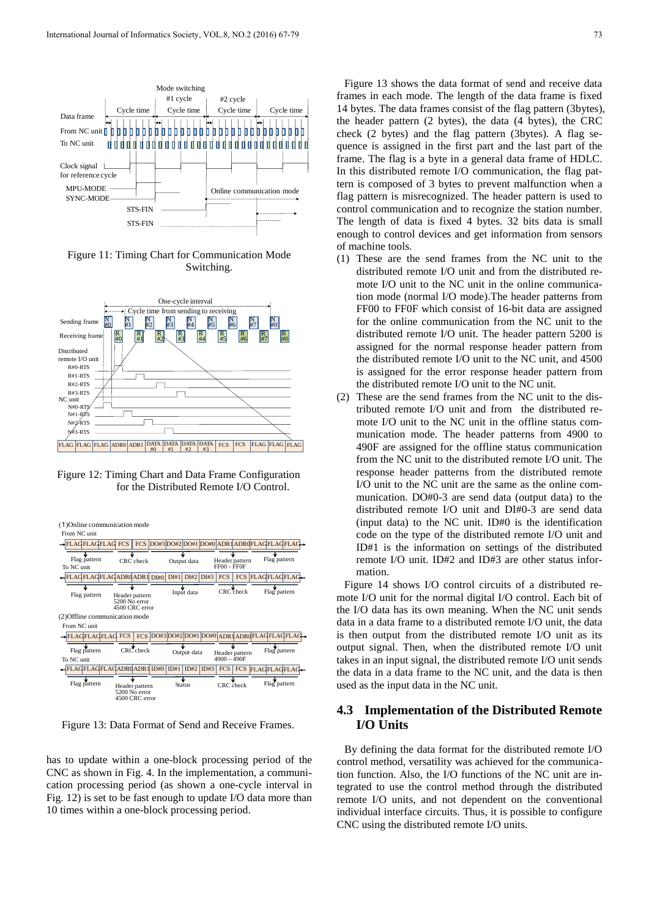Figure 11: Timing Chart for Communication Mode Switching.

Figure 12: Timing Chart and Data Frame Configuration for the Distributed Remote I/O Control.

Figure 13: Data Format of Send and Receive Frames.

has to update within a one-block processing period of the CNC as shown in Fig. 4. In the implementation, a communication processing period (as shown a one-cycle interval in Fig. 12) is set to be fast enough to update I/O data more than 10 times within a one-block processing period.

Figure 13 shows the data format of send and receive data frames in each mode. The length of the data frame is fixed 14 bytes. The data frames consist of the flag pattern (3bytes), the header pattern (2 bytes), the data (4 bytes), the CRC check (2 bytes) and the flag pattern (3bytes). A flag sequence is assigned in the first part and the last part of the frame. The flag is a byte in a general data frame of HDLC. In this distributed remote I/O communication, the flag pattern is composed of 3 bytes to prevent malfunction when a flag pattern is misrecognized. The header pattern is used to control communication and to recognize the station number. The length of data is fixed 4 bytes. 32 bits data is small enough to control devices and get information from sensors of machine tools.

(1) These are the send frames from the NC unit to the distributed remote I/O unit and from the distributed remote I/O unit to the NC unit in the online communication mode (normal I/O mode).The header patterns from FF00 to FF0F which consist of 16-bit data are assigned for the online communication from the NC unit to the distributed remote I/O unit. The header pattern 5200 is assigned for the normal response header pattern from the distributed remote I/O unit to the NC unit, and 4500 is assigned for the error response header pattern from the distributed remote I/O unit to the NC unit.

(2) These are the send frames from the NC unit to the distributed remote I/O unit and from the distributed remote I/O unit to the NC unit in the offline status communication mode. The header patterns from 4900 to 490F are assigned for the offline status communication from the NC unit to the distributed remote I/O unit. The response header patterns from the distributed remote I/O unit to the NC unit are the same as the online communication. DO#0-3 are send data (output data) to the distributed remote I/O unit and DI#0-3 are send data (input data) to the NC unit. ID#0 is the identification code on the type of the distributed remote I/O unit and ID#1 is the information on settings of the distributed remote I/O unit. ID#2 and ID#3 are other status information.

Figure 14 shows I/O control circuits of a distributed remote I/O unit for the normal digital I/O control. Each bit of the I/O data has its own meaning. When the NC unit sends data in a data frame to a distributed remote I/O unit, the data is then output from the distributed remote I/O unit as its output signal. Then, when the distributed remote I/O unit takes in an input signal, the distributed remote I/O unit sends the data in a data frame to the NC unit, and the data is then used as the input data in the NC unit.

### 4.3 Implementation of the Distributed Remote I/O Units

By defining the data format for the distributed remote I/O control method, versatility was achieved for the communication function. Also, the I/O functions of the NC unit are integrated to use the control method through the distributed remote I/O units, and not dependent on the conventional individual interface circuits. Thus, it is possible to configure CNC using the distributed remote I/O units.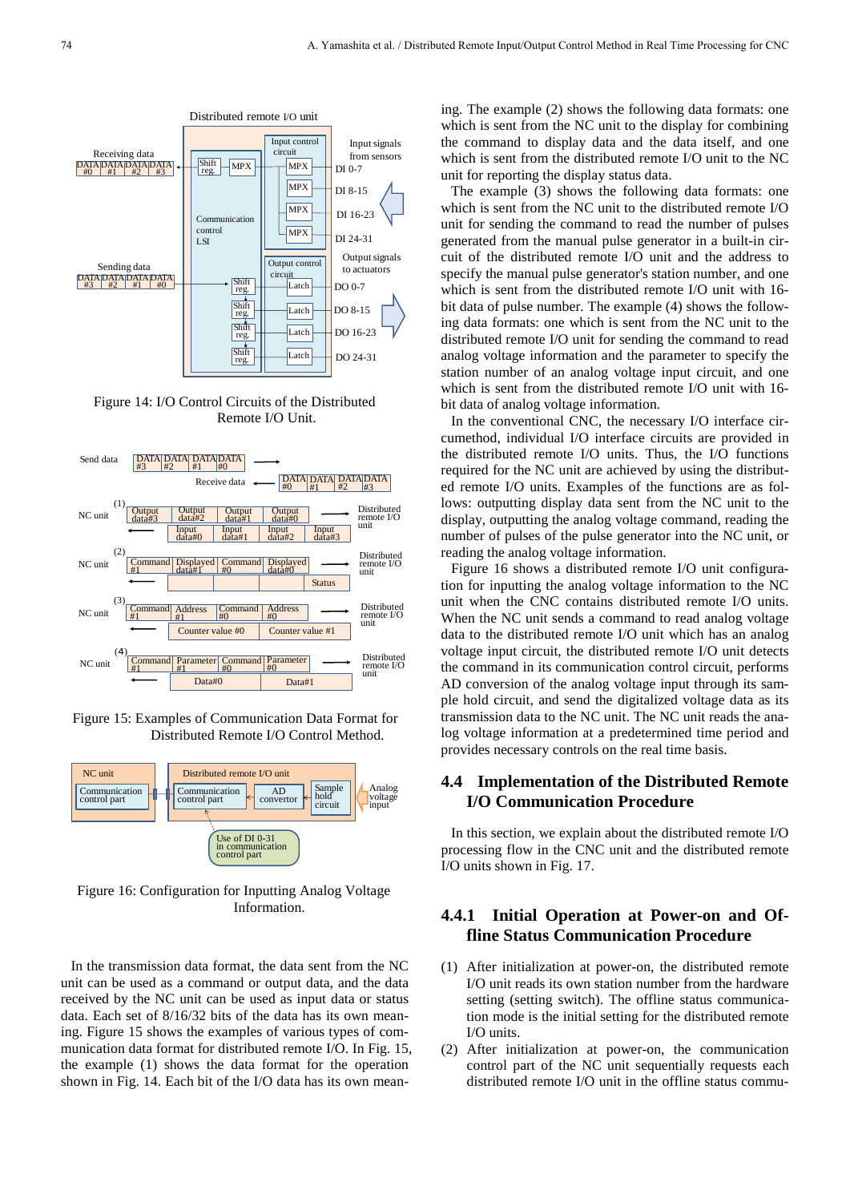Figure 14: I/O Control Circuits of the Distributed Remote I/O Unit.

Figure 15: Examples of Communication Data Format for Distributed Remote I/O Control Method.

Figure 16: Configuration for Inputting Analog Voltage Information.

In the transmission data format, the data sent from the NC unit can be used as a command or output data, and the data received by the NC unit can be used as input data or status data. Each set of 8/16/32 bits of the data has its own meaning. Figure 15 shows the examples of various types of communication data format for distributed remote I/O. In Fig. 15, the example (1) shows the data format for the operation shown in Fig. 14. Each bit of the I/O data has its own meaning. The example (2) shows the following data formats: one which is sent from the NC unit to the display for combining the command to display data and the data itself, and one which is sent from the distributed remote I/O unit to the NC unit for reporting the display status data.

The example (3) shows the following data formats: one which is sent from the NC unit to the distributed remote I/O unit for sending the command to read the number of pulses generated from the manual pulse generator in a built-in circuit of the distributed remote I/O unit and the address to specify the manual pulse generator's station number, and one which is sent from the distributed remote I/O unit with 16-bit data of pulse number. The example (4) shows the following data formats: one which is sent from the NC unit to the distributed remote I/O unit for sending the command to read analog voltage information and the parameter to specify the station number of an analog voltage input circuit, and one which is sent from the distributed remote I/O unit with 16-bit data of analog voltage information.

In the conventional CNC, the necessary I/O interface circumethod, individual I/O interface circuits are provided in the distributed remote I/O units. Thus, the I/O functions required for the NC unit are achieved by using the distributed remote I/O units. Examples of the functions are as follows: outputting display data sent from the NC unit to the display, outputting the analog voltage command, reading the number of pulses of the pulse generator into the NC unit, or reading the analog voltage information.

Figure 16 shows a distributed remote I/O unit configuration for inputting the analog voltage information to the NC unit when the CNC contains distributed remote I/O units. When the NC unit sends a command to read analog voltage data to the distributed remote I/O unit which has an analog voltage input circuit, the distributed remote I/O unit detects the command in its communication control circuit, performs AD conversion of the analog voltage input through its sample hold circuit, and send the digitalized voltage data as its transmission data to the NC unit. The NC unit reads the analog voltage information at a predetermined time period and provides necessary controls on the real time basis.

## 4.4 Implementation of the Distributed Remote I/O Communication Procedure

In this section, we explain about the distributed remote I/O processing flow in the CNC unit and the distributed remote I/O units shown in Fig. 17.

### 4.4.1 Initial Operation at Power-on and Offline Status Communication Procedure

(1) After initialization at power-on, the distributed remote I/O unit reads its own station number from the hardware setting (setting switch). The offline status communication mode is the initial setting for the distributed remote I/O units.

(2) After initialization at power-on, the communication control part of the NC unit sequentially requests each distributed remote I/O unit in the offline status commu-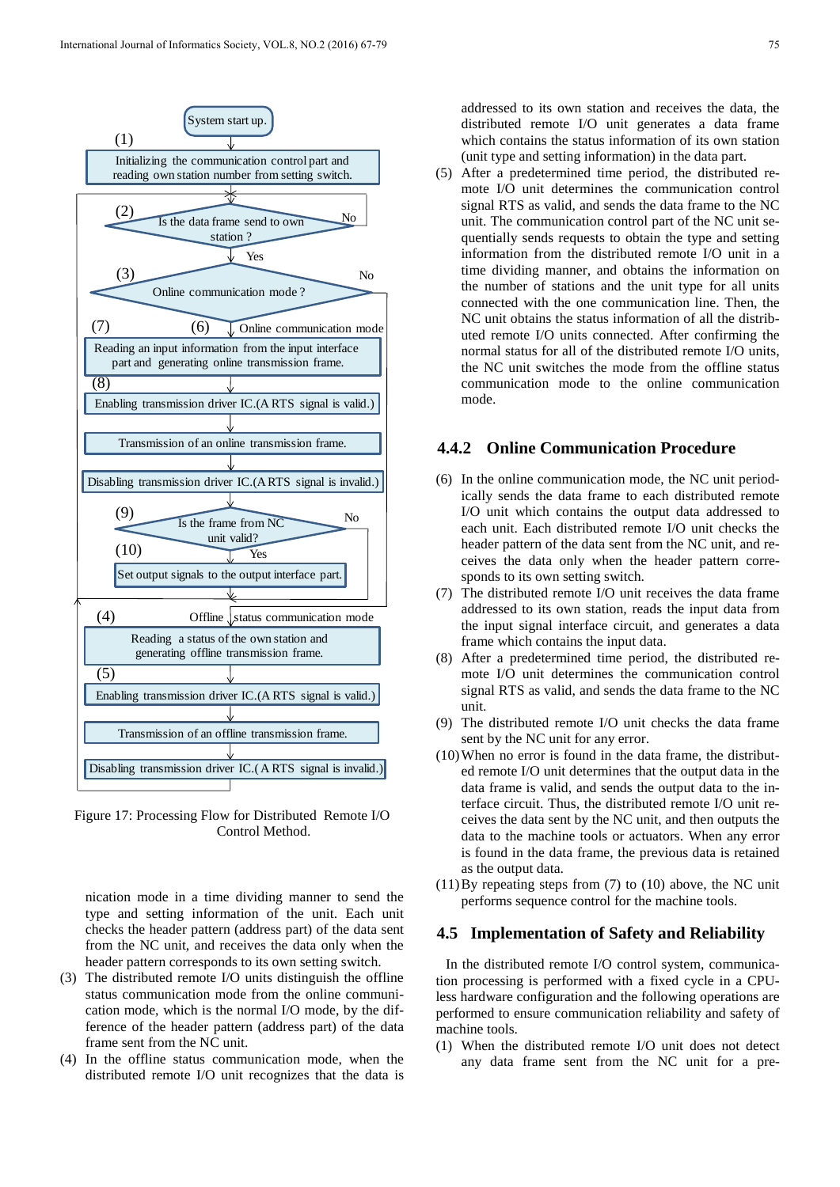System start up.

(1)

Initializing the communication control part and reading own station number from setting switch.

(2) Is the data frame send to own station ? — No / Yes

(3) Online communication mode ? — No

(7) (6) Online communication mode

Reading an input information from the input interface part and generating online transmission frame.

(8)

Enabling transmission driver IC.(A RTS signal is valid.)

Transmission of an online transmission frame.

Disabling transmission driver IC.(A RTS signal is invalid.)

(9) Is the frame from NC unit valid? — No / Yes

(10)

Set output signals to the output interface part.

(4) Offline status communication mode

Reading a status of the own station and generating offline transmission frame.

(5)

Enabling transmission driver IC.(A RTS signal is valid.)

Transmission of an offline transmission frame.

Disabling transmission driver IC.( A RTS signal is invalid.)

Figure 17: Processing Flow for Distributed Remote I/O Control Method.

nication mode in a time dividing manner to send the type and setting information of the unit. Each unit checks the header pattern (address part) of the data sent from the NC unit, and receives the data only when the header pattern corresponds to its own setting switch.

(3) The distributed remote I/O units distinguish the offline status communication mode from the online communication mode, which is the normal I/O mode, by the difference of the header pattern (address part) of the data frame sent from the NC unit.

(4) In the offline status communication mode, when the distributed remote I/O unit recognizes that the data is addressed to its own station and receives the data, the distributed remote I/O unit generates a data frame which contains the status information of its own station (unit type and setting information) in the data part.

(5) After a predetermined time period, the distributed remote I/O unit determines the communication control signal RTS as valid, and sends the data frame to the NC unit. The communication control part of the NC unit sequentially sends requests to obtain the type and setting information from the distributed remote I/O unit in a time dividing manner, and obtains the information on the number of stations and the unit type for all units connected with the one communication line. Then, the NC unit obtains the status information of all the distributed remote I/O units connected. After confirming the normal status for all of the distributed remote I/O units, the NC unit switches the mode from the offline status communication mode to the online communication mode.

### 4.4.2 Online Communication Procedure

(6) In the online communication mode, the NC unit periodically sends the data frame to each distributed remote I/O unit which contains the output data addressed to each unit. Each distributed remote I/O unit checks the header pattern of the data sent from the NC unit, and receives the data only when the header pattern corresponds to its own setting switch.

(7) The distributed remote I/O unit receives the data frame addressed to its own station, reads the input data from the input signal interface circuit, and generates a data frame which contains the input data.

(8) After a predetermined time period, the distributed remote I/O unit determines the communication control signal RTS as valid, and sends the data frame to the NC unit.

(9) The distributed remote I/O unit checks the data frame sent by the NC unit for any error.

(10) When no error is found in the data frame, the distributed remote I/O unit determines that the output data in the data frame is valid, and sends the output data to the interface circuit. Thus, the distributed remote I/O unit receives the data sent by the NC unit, and then outputs the data to the machine tools or actuators. When any error is found in the data frame, the previous data is retained as the output data.

(11) By repeating steps from (7) to (10) above, the NC unit performs sequence control for the machine tools.

## 4.5 Implementation of Safety and Reliability

In the distributed remote I/O control system, communication processing is performed with a fixed cycle in a CPU-less hardware configuration and the following operations are performed to ensure communication reliability and safety of machine tools.

(1) When the distributed remote I/O unit does not detect any data frame sent from the NC unit for a pre-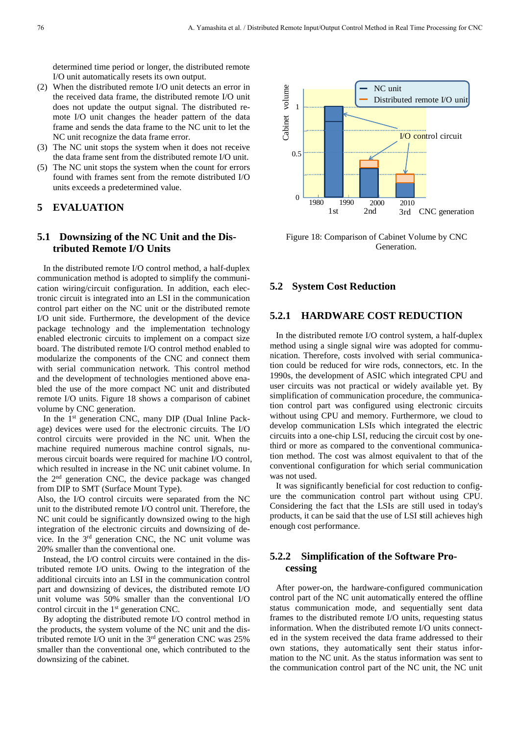determined time period or longer, the distributed remote I/O unit automatically resets its own output.

(2) When the distributed remote I/O unit detects an error in the received data frame, the distributed remote I/O unit does not update the output signal. The distributed remote I/O unit changes the header pattern of the data frame and sends the data frame to the NC unit to let the NC unit recognize the data frame error.

(3) The NC unit stops the system when it does not receive the data frame sent from the distributed remote I/O unit.

(5) The NC unit stops the system when the count for errors found with frames sent from the remote distributed I/O units exceeds a predetermined value.

## 5 EVALUATION

### 5.1 Downsizing of the NC Unit and the Distributed Remote I/O Units

In the distributed remote I/O control method, a half-duplex communication method is adopted to simplify the communication wiring/circuit configuration. In addition, each electronic circuit is integrated into an LSI in the communication control part either on the NC unit or the distributed remote I/O unit side. Furthermore, the development of the device package technology and the implementation technology enabled electronic circuits to implement on a compact size board. The distributed remote I/O control method enabled to modularize the components of the CNC and connect them with serial communication network. This control method and the development of technologies mentioned above enabled the use of the more compact NC unit and distributed remote I/O units. Figure 18 shows a comparison of cabinet volume by CNC generation.

In the 1st generation CNC, many DIP (Dual Inline Package) devices were used for the electronic circuits. The I/O control circuits were provided in the NC unit. When the machine required numerous machine control signals, numerous circuit boards were required for machine I/O control, which resulted in increase in the NC unit cabinet volume. In the 2nd generation CNC, the device package was changed from DIP to SMT (Surface Mount Type).
Also, the I/O control circuits were separated from the NC unit to the distributed remote I/O control unit. Therefore, the NC unit could be significantly downsized owing to the high integration of the electronic circuits and downsizing of device. In the 3rd generation CNC, the NC unit volume was 20% smaller than the conventional one.

Instead, the I/O control circuits were contained in the distributed remote I/O units. Owing to the integration of the additional circuits into an LSI in the communication control part and downsizing of devices, the distributed remote I/O unit volume was 50% smaller than the conventional I/O control circuit in the 1st generation CNC.

By adopting the distributed remote I/O control method in the products, the system volume of the NC unit and the distributed remote I/O unit in the 3rd generation CNC was 25% smaller than the conventional one, which contributed to the downsizing of the cabinet.

Figure 18: Comparison of Cabinet Volume by CNC Generation.

### 5.2 System Cost Reduction

#### 5.2.1 HARDWARE COST REDUCTION

In the distributed remote I/O control system, a half-duplex method using a single signal wire was adopted for communication. Therefore, costs involved with serial communication could be reduced for wire rods, connectors, etc. In the 1990s, the development of ASIC which integrated CPU and user circuits was not practical or widely available yet. By simplification of communication procedure, the communication control part was configured using electronic circuits without using CPU and memory. Furthermore, we cloud to develop communication LSIs which integrated the electric circuits into a one-chip LSI, reducing the circuit cost by one-third or more as compared to the conventional communication method. The cost was almost equivalent to that of the conventional configuration for which serial communication was not used.

It was significantly beneficial for cost reduction to configure the communication control part without using CPU. Considering the fact that the LSIs are still used in today's products, it can be said that the use of LSI still achieves high enough cost performance.

#### 5.2.2 Simplification of the Software Processing

After power-on, the hardware-configured communication control part of the NC unit automatically entered the offline status communication mode, and sequentially sent data frames to the distributed remote I/O units, requesting status information. When the distributed remote I/O units connected in the system received the data frame addressed to their own stations, they automatically sent their status information to the NC unit. As the status information was sent to the communication control part of the NC unit, the NC unit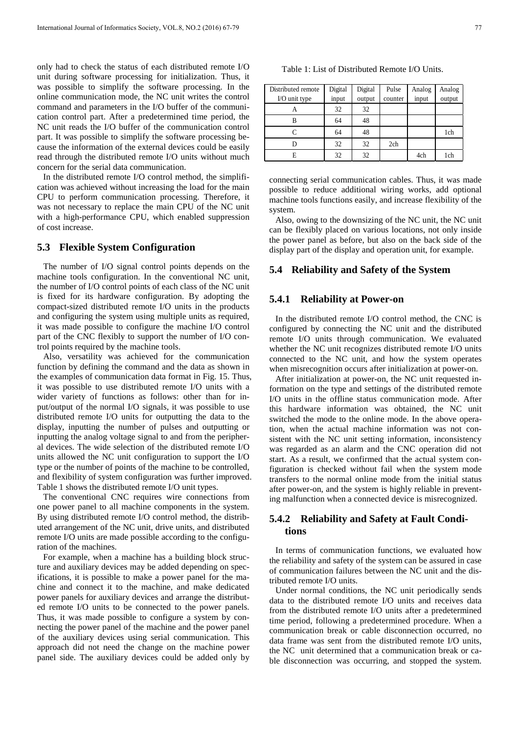only had to check the status of each distributed remote I/O unit during software processing for initialization. Thus, it was possible to simplify the software processing. In the online communication mode, the NC unit writes the control command and parameters in the I/O buffer of the communication control part. After a predetermined time period, the NC unit reads the I/O buffer of the communication control part. It was possible to simplify the software processing because the information of the external devices could be easily read through the distributed remote I/O units without much concern for the serial data communication.

In the distributed remote I/O control method, the simplification was achieved without increasing the load for the main CPU to perform communication processing. Therefore, it was not necessary to replace the main CPU of the NC unit with a high-performance CPU, which enabled suppression of cost increase.

## 5.3 Flexible System Configuration

The number of I/O signal control points depends on the machine tools configuration. In the conventional NC unit, the number of I/O control points of each class of the NC unit is fixed for its hardware configuration. By adopting the compact-sized distributed remote I/O units in the products and configuring the system using multiple units as required, it was made possible to configure the machine I/O control part of the CNC flexibly to support the number of I/O control points required by the machine tools.

Also, versatility was achieved for the communication function by defining the command and the data as shown in the examples of communication data format in Fig. 15. Thus, it was possible to use distributed remote I/O units with a wider variety of functions as follows: other than for input/output of the normal I/O signals, it was possible to use distributed remote I/O units for outputting the data to the display, inputting the number of pulses and outputting or inputting the analog voltage signal to and from the peripheral devices. The wide selection of the distributed remote I/O units allowed the NC unit configuration to support the I/O type or the number of points of the machine to be controlled, and flexibility of system configuration was further improved. Table 1 shows the distributed remote I/O unit types.

Table 1: List of Distributed Remote I/O Units.

| Distributed remote I/O unit type | Digital input | Digital output | Pulse counter | Analog input | Analog output |
|---|---|---|---|---|---|
| A | 32 | 32 | | | |
| B | 64 | 48 | | | |
| C | 64 | 48 | | | 1ch |
| D | 32 | 32 | 2ch | | |
| E | 32 | 32 | | 4ch | 1ch |

The conventional CNC requires wire connections from one power panel to all machine components in the system. By using distributed remote I/O control method, the distributed arrangement of the NC unit, drive units, and distributed remote I/O units are made possible according to the configuration of the machines.

For example, when a machine has a building block structure and auxiliary devices may be added depending on specifications, it is possible to make a power panel for the machine and connect it to the machine, and make dedicated power panels for auxiliary devices and arrange the distributed remote I/O units to be connected to the power panels. Thus, it was made possible to configure a system by connecting the power panel of the machine and the power panel of the auxiliary devices using serial communication. This approach did not need the change on the machine power panel side. The auxiliary devices could be added only by connecting serial communication cables. Thus, it was made possible to reduce additional wiring works, add optional machine tools functions easily, and increase flexibility of the system.

Also, owing to the downsizing of the NC unit, the NC unit can be flexibly placed on various locations, not only inside the power panel as before, but also on the back side of the display part of the display and operation unit, for example.

## 5.4 Reliability and Safety of the System

### 5.4.1 Reliability at Power-on

In the distributed remote I/O control method, the CNC is configured by connecting the NC unit and the distributed remote I/O units through communication. We evaluated whether the NC unit recognizes distributed remote I/O units connected to the NC unit, and how the system operates when misrecognition occurs after initialization at power-on.

After initialization at power-on, the NC unit requested information on the type and settings of the distributed remote I/O units in the offline status communication mode. After this hardware information was obtained, the NC unit switched the mode to the online mode. In the above operation, when the actual machine information was not consistent with the NC unit setting information, inconsistency was regarded as an alarm and the CNC operation did not start. As a result, we confirmed that the actual system configuration is checked without fail when the system mode transfers to the normal online mode from the initial status after power-on, and the system is highly reliable in preventing malfunction when a connected device is misrecognized.

### 5.4.2 Reliability and Safety at Fault Conditions

In terms of communication functions, we evaluated how the reliability and safety of the system can be assured in case of communication failures between the NC unit and the distributed remote I/O units.

Under normal conditions, the NC unit periodically sends data to the distributed remote I/O units and receives data from the distributed remote I/O units after a predetermined time period, following a predetermined procedure. When a communication break or cable disconnection occurred, no data frame was sent from the distributed remote I/O units, the NC unit determined that a communication break or cable disconnection was occurring, and stopped the system.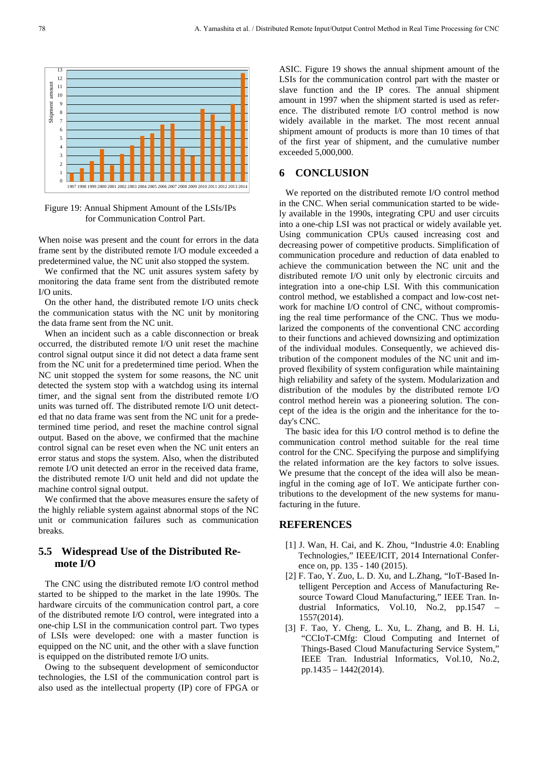Figure 19: Annual Shipment Amount of the LSIs/IPs for Communication Control Part.

When noise was present and the count for errors in the data frame sent by the distributed remote I/O module exceeded a predetermined value, the NC unit also stopped the system.

We confirmed that the NC unit assures system safety by monitoring the data frame sent from the distributed remote I/O units.

On the other hand, the distributed remote I/O units check the communication status with the NC unit by monitoring the data frame sent from the NC unit.

When an incident such as a cable disconnection or break occurred, the distributed remote I/O unit reset the machine control signal output since it did not detect a data frame sent from the NC unit for a predetermined time period. When the NC unit stopped the system for some reasons, the NC unit detected the system stop with a watchdog using its internal timer, and the signal sent from the distributed remote I/O units was turned off. The distributed remote I/O unit detected that no data frame was sent from the NC unit for a predetermined time period, and reset the machine control signal output. Based on the above, we confirmed that the machine control signal can be reset even when the NC unit enters an error status and stops the system. Also, when the distributed remote I/O unit detected an error in the received data frame, the distributed remote I/O unit held and did not update the machine control signal output.

We confirmed that the above measures ensure the safety of the highly reliable system against abnormal stops of the NC unit or communication failures such as communication breaks.

## 5.5 Widespread Use of the Distributed Remote I/O

The CNC using the distributed remote I/O control method started to be shipped to the market in the late 1990s. The hardware circuits of the communication control part, a core of the distributed remote I/O control, were integrated into a one-chip LSI in the communication control part. Two types of LSIs were developed: one with a master function is equipped on the NC unit, and the other with a slave function is equipped on the distributed remote I/O units.

Owing to the subsequent development of semiconductor technologies, the LSI of the communication control part is also used as the intellectual property (IP) core of FPGA or ASIC. Figure 19 shows the annual shipment amount of the LSIs for the communication control part with the master or slave function and the IP cores. The annual shipment amount in 1997 when the shipment started is used as reference. The distributed remote I/O control method is now widely available in the market. The most recent annual shipment amount of products is more than 10 times of that of the first year of shipment, and the cumulative number exceeded 5,000,000.

## 6 CONCLUSION

We reported on the distributed remote I/O control method in the CNC. When serial communication started to be widely available in the 1990s, integrating CPU and user circuits into a one-chip LSI was not practical or widely available yet. Using communication CPUs caused increasing cost and decreasing power of competitive products. Simplification of communication procedure and reduction of data enabled to achieve the communication between the NC unit and the distributed remote I/O unit only by electronic circuits and integration into a one-chip LSI. With this communication control method, we established a compact and low-cost network for machine I/O control of CNC, without compromising the real time performance of the CNC. Thus we modularized the components of the conventional CNC according to their functions and achieved downsizing and optimization of the individual modules. Consequently, we achieved distribution of the component modules of the NC unit and improved flexibility of system configuration while maintaining high reliability and safety of the system. Modularization and distribution of the modules by the distributed remote I/O control method herein was a pioneering solution. The concept of the idea is the origin and the inheritance for the today's CNC.

The basic idea for this I/O control method is to define the communication control method suitable for the real time control for the CNC. Specifying the purpose and simplifying the related information are the key factors to solve issues. We presume that the concept of the idea will also be meaningful in the coming age of IoT. We anticipate further contributions to the development of the new systems for manufacturing in the future.

## REFERENCES

[1] J. Wan, H. Cai, and K. Zhou, “Industrie 4.0: Enabling Technologies,” IEEE/ICIT, 2014 International Conference on, pp. 135 - 140 (2015).

[2] F. Tao, Y. Zuo, L. D. Xu, and L.Zhang, “IoT-Based Intelligent Perception and Access of Manufacturing Resource Toward Cloud Manufacturing,” IEEE Tran. Industrial Informatics, Vol.10, No.2, pp.1547 – 1557(2014).

[3] F. Tao, Y. Cheng, L. Xu, L. Zhang, and B. H. Li, “CCIoT-CMfg: Cloud Computing and Internet of Things-Based Cloud Manufacturing Service System,” IEEE Tran. Industrial Informatics, Vol.10, No.2, pp.1435 – 1442(2014).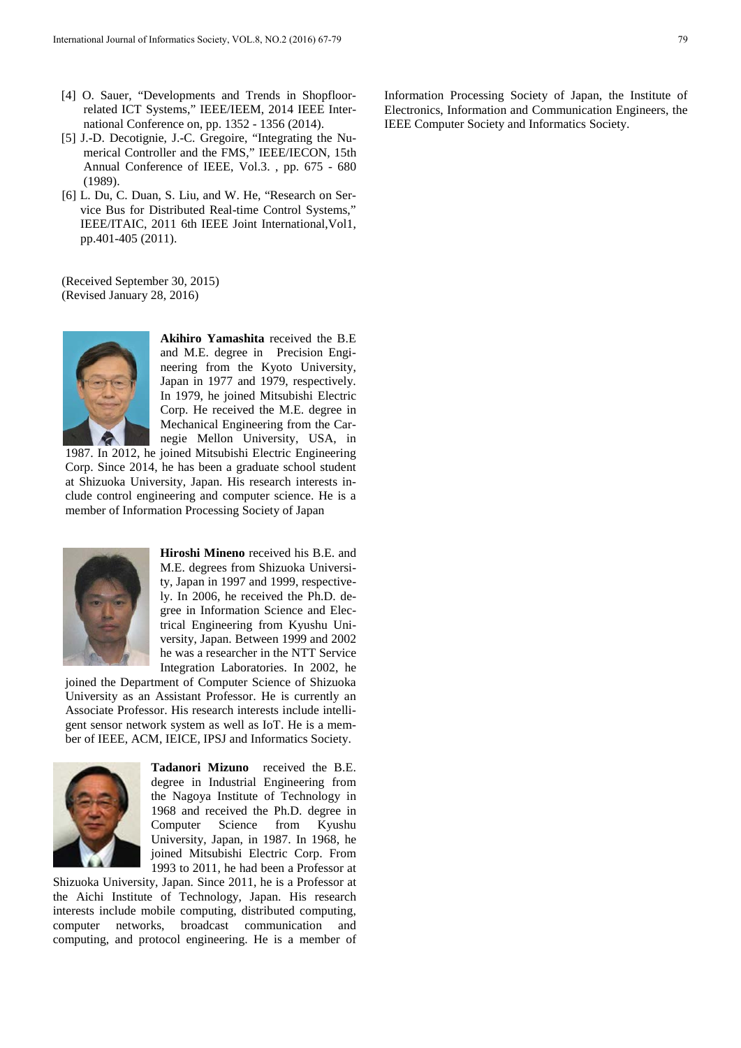[4] O. Sauer, "Developments and Trends in Shopfloor-related ICT Systems," IEEE/IEEM, 2014 IEEE International Conference on, pp. 1352 - 1356 (2014).

[5] J.-D. Decotignie, J.-C. Gregoire, "Integrating the Numerical Controller and the FMS," IEEE/IECON, 15th Annual Conference of IEEE, Vol.3. , pp. 675 - 680 (1989).

[6] L. Du, C. Duan, S. Liu, and W. He, "Research on Service Bus for Distributed Real-time Control Systems," IEEE/ITAIC, 2011 6th IEEE Joint International,Vol1, pp.401-405 (2011).

(Received September 30, 2015)
(Revised January 28, 2016)

**Akihiro Yamashita** received the B.E and M.E. degree in Precision Engineering from the Kyoto University, Japan in 1977 and 1979, respectively. In 1979, he joined Mitsubishi Electric Corp. He received the M.E. degree in Mechanical Engineering from the Carnegie Mellon University, USA, in 1987. In 2012, he joined Mitsubishi Electric Engineering Corp. Since 2014, he has been a graduate school student at Shizuoka University, Japan. His research interests include control engineering and computer science. He is a member of Information Processing Society of Japan

**Hiroshi Mineno** received his B.E. and M.E. degrees from Shizuoka University, Japan in 1997 and 1999, respectively. In 2006, he received the Ph.D. degree in Information Science and Electrical Engineering from Kyushu University, Japan. Between 1999 and 2002 he was a researcher in the NTT Service Integration Laboratories. In 2002, he joined the Department of Computer Science of Shizuoka University as an Assistant Professor. He is currently an Associate Professor. His research interests include intelligent sensor network system as well as IoT. He is a member of IEEE, ACM, IEICE, IPSJ and Informatics Society.

**Tadanori Mizuno** received the B.E. degree in Industrial Engineering from the Nagoya Institute of Technology in 1968 and received the Ph.D. degree in Computer Science from Kyushu University, Japan, in 1987. In 1968, he joined Mitsubishi Electric Corp. From 1993 to 2011, he had been a Professor at Shizuoka University, Japan. Since 2011, he is a Professor at the Aichi Institute of Technology, Japan. His research interests include mobile computing, distributed computing, computer networks, broadcast communication and computing, and protocol engineering. He is a member of Information Processing Society of Japan, the Institute of Electronics, Information and Communication Engineers, the IEEE Computer Society and Informatics Society.